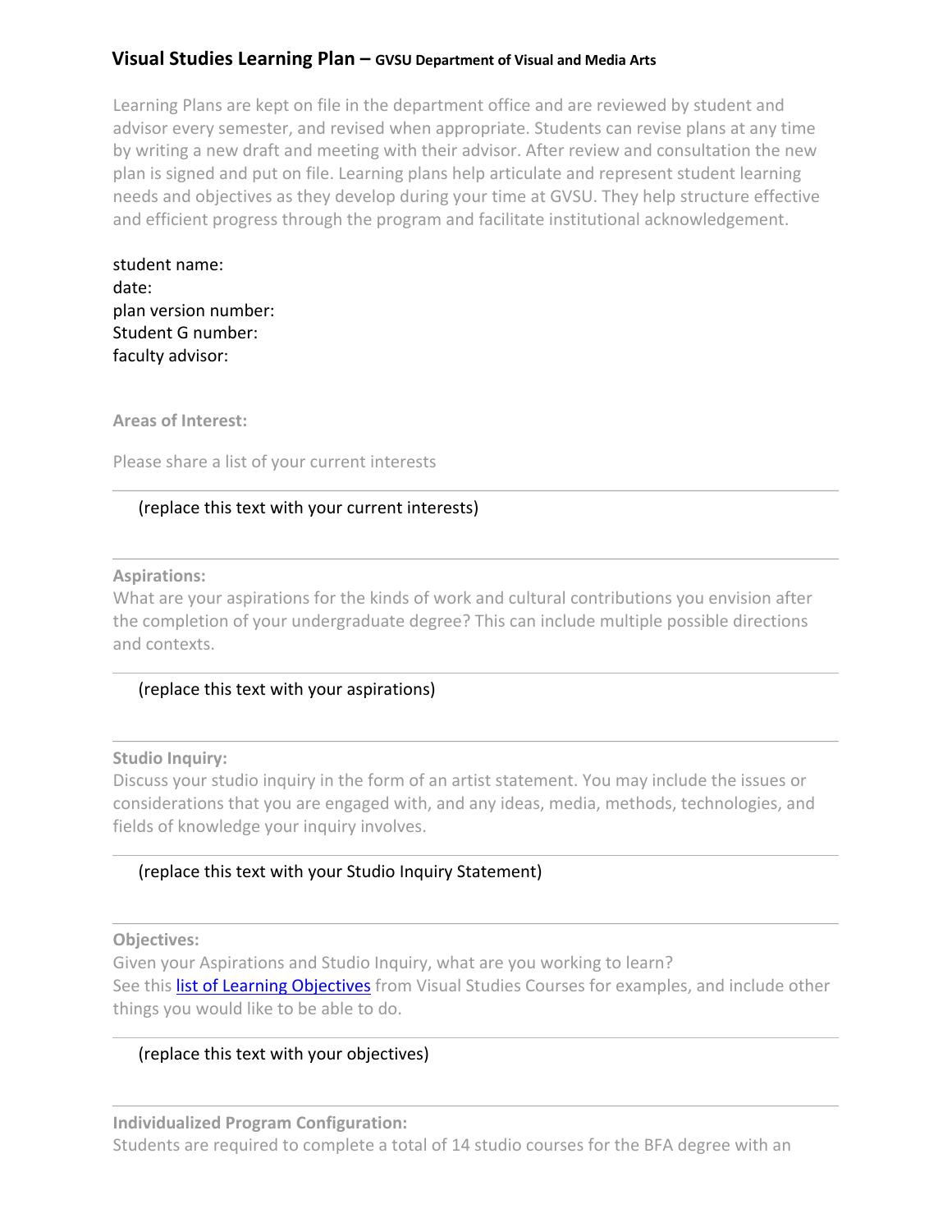# Visual Studies Learning Plan – GVSU Department of Visual and Media Arts

Learning Plans are kept on file in the department office and are reviewed by student and advisor every semester, and revised when appropriate. Students can revise plans at any time by writing a new draft and meeting with their advisor. After review and consultation the new plan is signed and put on file. Learning plans help articulate and represent student learning needs and objectives as they develop during your time at GVSU. They help structure effective and efficient progress through the program and facilitate institutional acknowledgement.

student name:
date:
plan version number:
Student G number:
faculty advisor:

**Areas of Interest:**

Please share a list of your current interests

---

(replace this text with your current interests)

---

**Aspirations:**
What are your aspirations for the kinds of work and cultural contributions you envision after the completion of your undergraduate degree? This can include multiple possible directions and contexts.

---

(replace this text with your aspirations)

---

**Studio Inquiry:**
Discuss your studio inquiry in the form of an artist statement. You may include the issues or considerations that you are engaged with, and any ideas, media, methods, technologies, and fields of knowledge your inquiry involves.

---

(replace this text with your Studio Inquiry Statement)

---

**Objectives:**
Given your Aspirations and Studio Inquiry, what are you working to learn?
See this list of Learning Objectives from Visual Studies Courses for examples, and include other things you would like to be able to do.

---

(replace this text with your objectives)

---

**Individualized Program Configuration:**
Students are required to complete a total of 14 studio courses for the BFA degree with an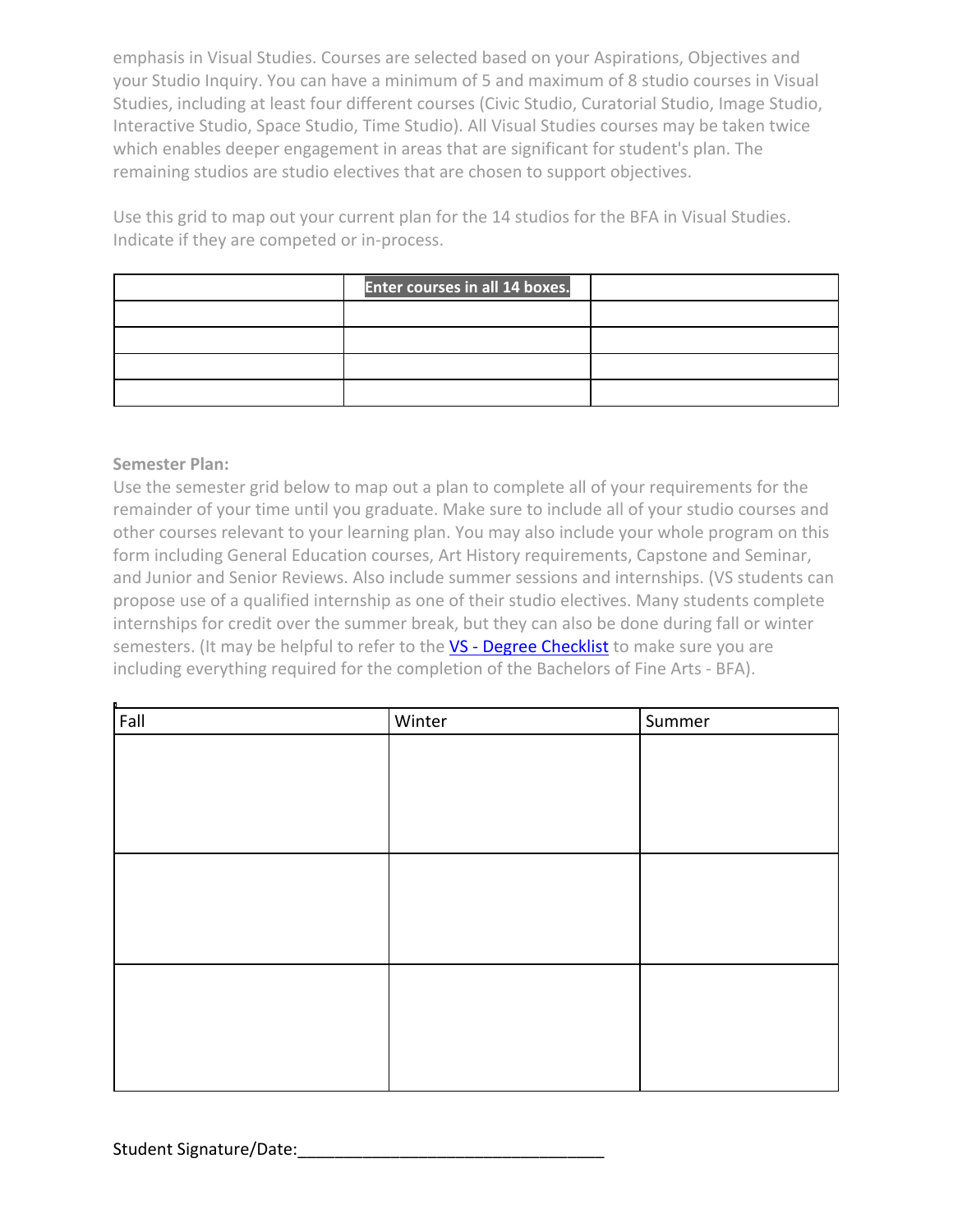emphasis in Visual Studies. Courses are selected based on your Aspirations, Objectives and your Studio Inquiry. You can have a minimum of 5 and maximum of 8 studio courses in Visual Studies, including at least four different courses (Civic Studio, Curatorial Studio, Image Studio, Interactive Studio, Space Studio, Time Studio). All Visual Studies courses may be taken twice which enables deeper engagement in areas that are significant for student's plan. The remaining studios are studio electives that are chosen to support objectives.

Use this grid to map out your current plan for the 14 studios for the BFA in Visual Studies. Indicate if they are competed or in-process.

| | **Enter courses in all 14 boxes.** | |
|---|---|---|
| | | |
| | | |
| | | |
| | | |

**Semester Plan:**

Use the semester grid below to map out a plan to complete all of your requirements for the remainder of your time until you graduate. Make sure to include all of your studio courses and other courses relevant to your learning plan. You may also include your whole program on this form including General Education courses, Art History requirements, Capstone and Seminar, and Junior and Senior Reviews. Also include summer sessions and internships. (VS students can propose use of a qualified internship as one of their studio electives. Many students complete internships for credit over the summer break, but they can also be done during fall or winter semesters. (It may be helpful to refer to the [VS - Degree Checklist] to make sure you are including everything required for the completion of the Bachelors of Fine Arts - BFA).

| Fall | Winter | Summer |
|---|---|---|
| | | |
| | | |
| | | |

Student Signature/Date:_________________________________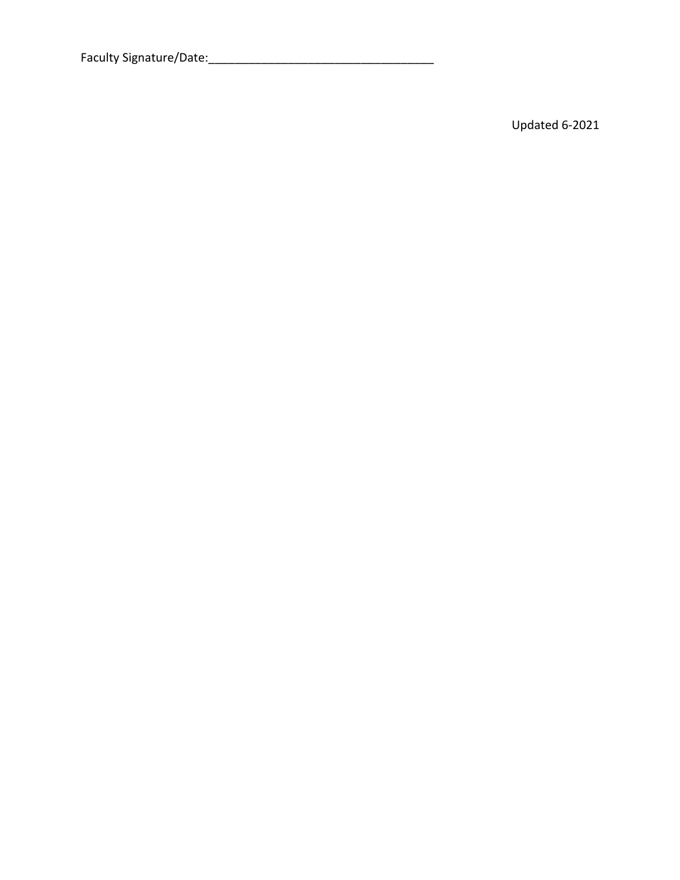Faculty Signature/Date:_________________________________

Updated 6-2021